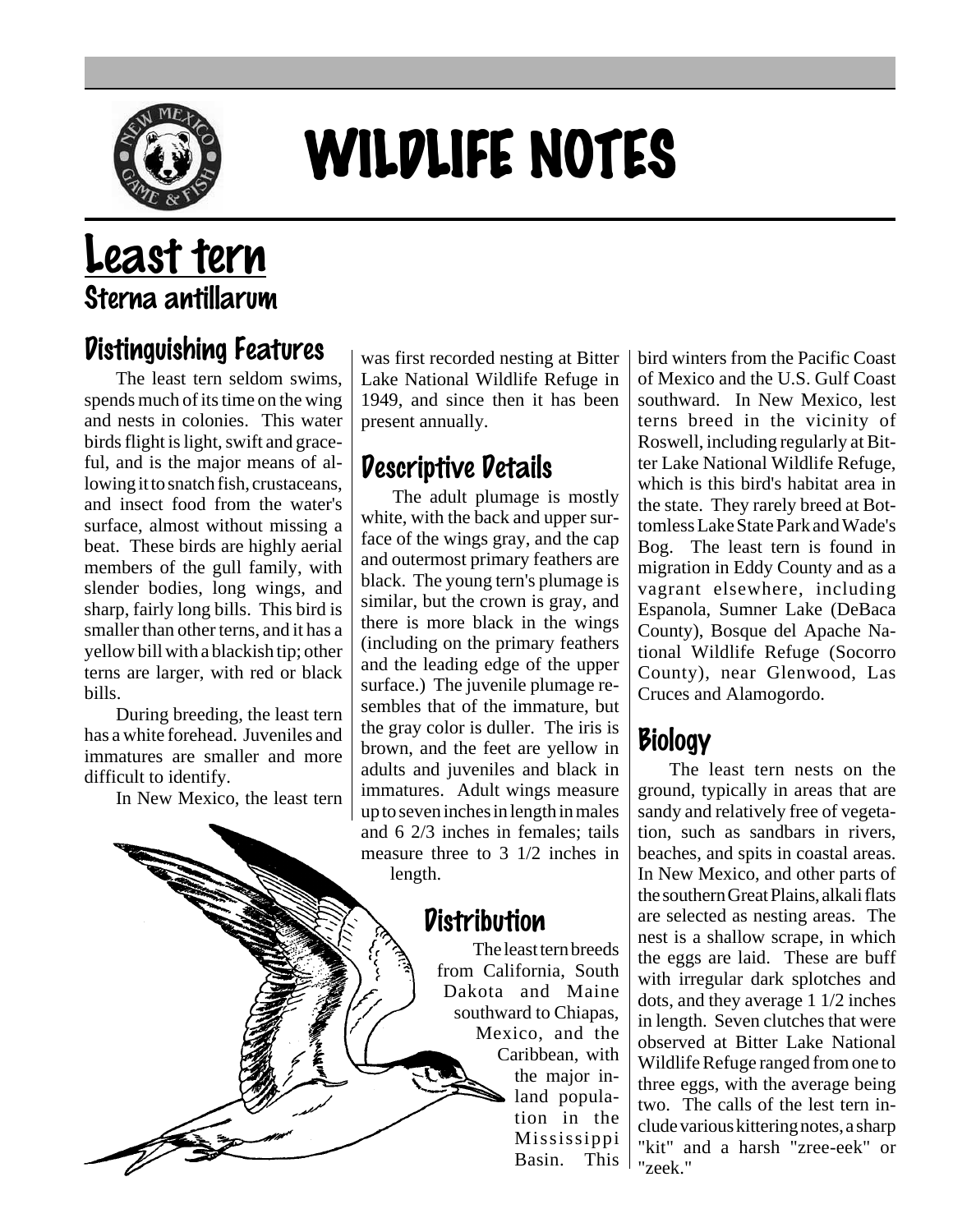# WILDLIFE NOTES

# Least tern

## Sterna antillarum

## Distinguishing Features

The least tern seldom swims, spends much of its time on the wing and nests in colonies. This water birds flight is light, swift and graceful, and is the major means of allowing it to snatch fish, crustaceans, and insect food from the water's surface, almost without missing a beat. These birds are highly aerial members of the gull family, with slender bodies, long wings, and sharp, fairly long bills. This bird is smaller than other terns, and it has a yellow bill with a blackish tip; other terns are larger, with red or black bills.

During breeding, the least tern has a white forehead. Juveniles and immatures are smaller and more difficult to identify.

In New Mexico, the least tern was first recorded nesting at Bitter Lake National Wildlife Refuge in 1949, and since then it has been present annually.

## Descriptive Details

The adult plumage is mostly white, with the back and upper surface of the wings gray, and the cap and outermost primary feathers are black. The young tern's plumage is similar, but the crown is gray, and there is more black in the wings (including on the primary feathers and the leading edge of the upper surface.) The juvenile plumage resembles that of the immature, but the gray color is duller. The iris is brown, and the feet are yellow in adults and juveniles and black in immatures. Adult wings measure up to seven inches in length in males and 6 2/3 inches in females; tails measure three to 3 1/2 inches in length.

## Distribution

The least tern breeds from California, South Dakota and Maine southward to Chiapas, Mexico, and the Caribbean, with the major inland population in the Mississippi Basin. This bird winters from the Pacific Coast of Mexico and the U.S. Gulf Coast southward. In New Mexico, lest terns breed in the vicinity of Roswell, including regularly at Bitter Lake National Wildlife Refuge, which is this bird's habitat area in the state. They rarely breed at Bottomless Lake State Park and Wade's Bog. The least tern is found in migration in Eddy County and as a vagrant elsewhere, including Espanola, Sumner Lake (DeBaca County), Bosque del Apache National Wildlife Refuge (Socorro County), near Glenwood, Las Cruces and Alamogordo.

## Biology

The least tern nests on the ground, typically in areas that are sandy and relatively free of vegetation, such as sandbars in rivers, beaches, and spits in coastal areas. In New Mexico, and other parts of the southern Great Plains, alkali flats are selected as nesting areas. The nest is a shallow scrape, in which the eggs are laid. These are buff with irregular dark splotches and dots, and they average 1 1/2 inches in length. Seven clutches that were observed at Bitter Lake National Wildlife Refuge ranged from one to three eggs, with the average being two. The calls of the lest tern include various kittering notes, a sharp "kit" and a harsh "zree-eek" or "zeek."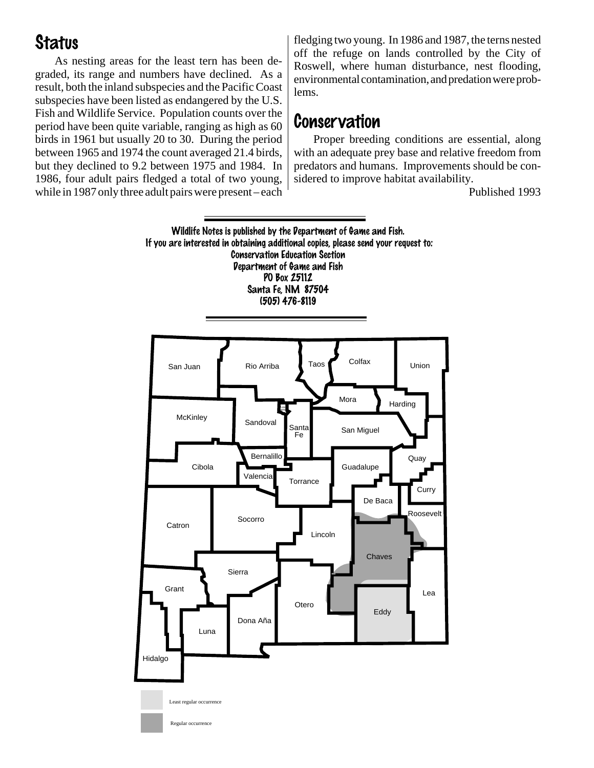## Status

As nesting areas for the least tern has been degraded, its range and numbers have declined. As a result, both the inland subspecies and the Pacific Coast subspecies have been listed as endangered by the U.S. Fish and Wildlife Service. Population counts over the period have been quite variable, ranging as high as 60 birds in 1961 but usually 20 to 30. During the period between 1965 and 1974 the count averaged 21.4 birds, but they declined to 9.2 between 1975 and 1984. In 1986, four adult pairs fledged a total of two young, while in 1987 only three adult pairs were present – each fledging two young. In 1986 and 1987, the terns nested off the refuge on lands controlled by the City of Roswell, where human disturbance, nest flooding, environmental contamination, and predation were problems.

## Conservation

Proper breeding conditions are essential, along with an adequate prey base and relative freedom from predators and humans. Improvements should be considered to improve habitat availability.

Published 1993

---

**Wildlife Notes is published by the Department of Game and Fish.**
**If you are interested in obtaining additional copies, please send your request to:**
**Conservation Education Section**
**Department of Game and Fish**
**PO Box 25112**
**Santa Fe, NM 87504**
**(505) 476-8119**

---

San Juan
Rio Arriba
Taos
Colfax
Union
Mora
Harding
McKinley
Sandoval
Santa Fe
San Miguel
Bernalillo
Quay
Cibola
Guadalupe
Valencia
Torrance
Curry
De Baca
Roosevelt
Catron
Socorro
Lincoln
Chaves
Sierra
Grant
Lea
Otero
Eddy
Dona Aña
Luna
Hidalgo

Least regular occurrence

Regular occurrence